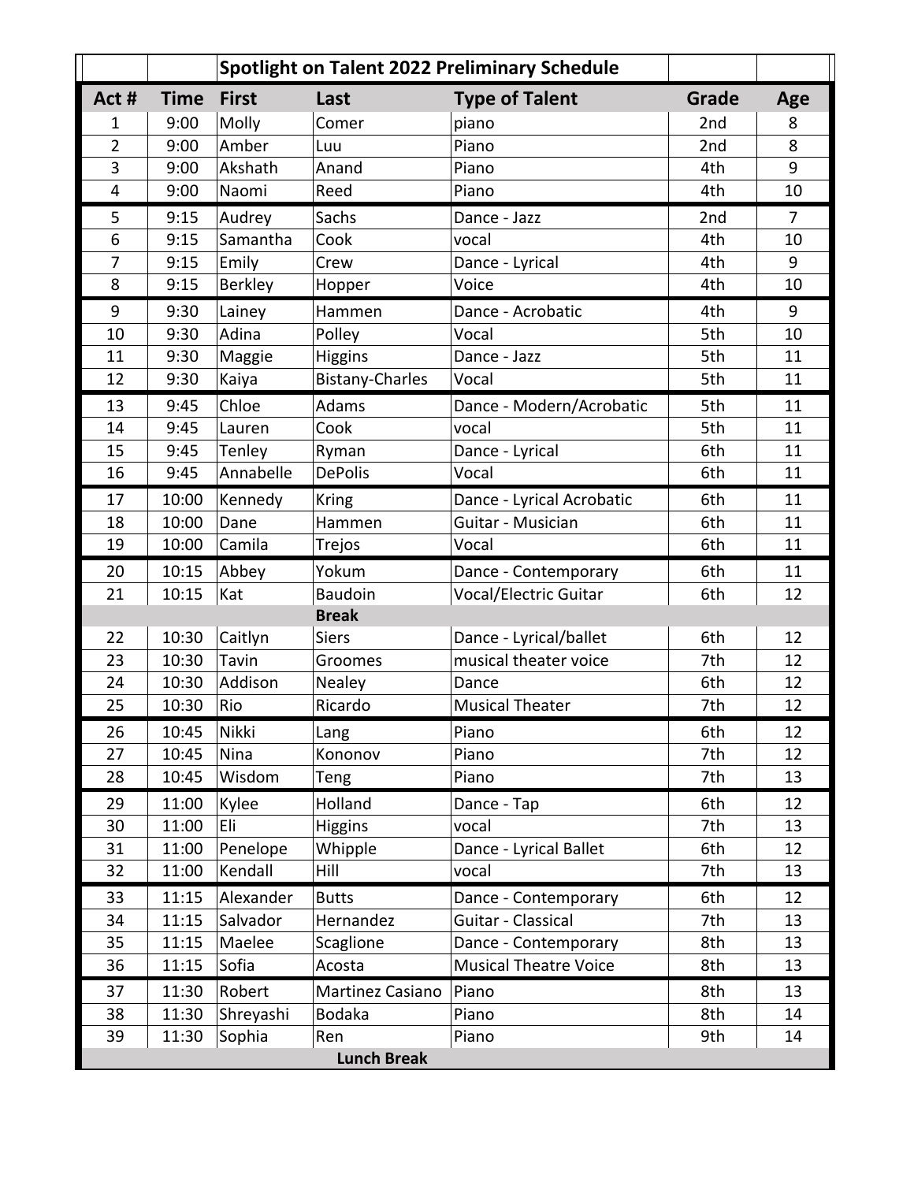## Spotlight on Talent 2022 Preliminary Schedule

| Act # | Time | First | Last | Type of Talent | Grade | Age |
|---|---|---|---|---|---|---|
| 1 | 9:00 | Molly | Comer | piano | 2nd | 8 |
| 2 | 9:00 | Amber | Luu | Piano | 2nd | 8 |
| 3 | 9:00 | Akshath | Anand | Piano | 4th | 9 |
| 4 | 9:00 | Naomi | Reed | Piano | 4th | 10 |
| 5 | 9:15 | Audrey | Sachs | Dance - Jazz | 2nd | 7 |
| 6 | 9:15 | Samantha | Cook | vocal | 4th | 10 |
| 7 | 9:15 | Emily | Crew | Dance - Lyrical | 4th | 9 |
| 8 | 9:15 | Berkley | Hopper | Voice | 4th | 10 |
| 9 | 9:30 | Lainey | Hammen | Dance - Acrobatic | 4th | 9 |
| 10 | 9:30 | Adina | Polley | Vocal | 5th | 10 |
| 11 | 9:30 | Maggie | Higgins | Dance - Jazz | 5th | 11 |
| 12 | 9:30 | Kaiya | Bistany-Charles | Vocal | 5th | 11 |
| 13 | 9:45 | Chloe | Adams | Dance - Modern/Acrobatic | 5th | 11 |
| 14 | 9:45 | Lauren | Cook | vocal | 5th | 11 |
| 15 | 9:45 | Tenley | Ryman | Dance - Lyrical | 6th | 11 |
| 16 | 9:45 | Annabelle | DePolis | Vocal | 6th | 11 |
| 17 | 10:00 | Kennedy | Kring | Dance - Lyrical Acrobatic | 6th | 11 |
| 18 | 10:00 | Dane | Hammen | Guitar - Musician | 6th | 11 |
| 19 | 10:00 | Camila | Trejos | Vocal | 6th | 11 |
| 20 | 10:15 | Abbey | Yokum | Dance - Contemporary | 6th | 11 |
| 21 | 10:15 | Kat | Baudoin | Vocal/Electric Guitar | 6th | 12 |
| | | | **Break** | | | |
| 22 | 10:30 | Caitlyn | Siers | Dance - Lyrical/ballet | 6th | 12 |
| 23 | 10:30 | Tavin | Groomes | musical theater voice | 7th | 12 |
| 24 | 10:30 | Addison | Nealey | Dance | 6th | 12 |
| 25 | 10:30 | Rio | Ricardo | Musical Theater | 7th | 12 |
| 26 | 10:45 | Nikki | Lang | Piano | 6th | 12 |
| 27 | 10:45 | Nina | Kononov | Piano | 7th | 12 |
| 28 | 10:45 | Wisdom | Teng | Piano | 7th | 13 |
| 29 | 11:00 | Kylee | Holland | Dance - Tap | 6th | 12 |
| 30 | 11:00 | Eli | Higgins | vocal | 7th | 13 |
| 31 | 11:00 | Penelope | Whipple | Dance - Lyrical Ballet | 6th | 12 |
| 32 | 11:00 | Kendall | Hill | vocal | 7th | 13 |
| 33 | 11:15 | Alexander | Butts | Dance - Contemporary | 6th | 12 |
| 34 | 11:15 | Salvador | Hernandez | Guitar - Classical | 7th | 13 |
| 35 | 11:15 | Maelee | Scaglione | Dance - Contemporary | 8th | 13 |
| 36 | 11:15 | Sofia | Acosta | Musical Theatre Voice | 8th | 13 |
| 37 | 11:30 | Robert | Martinez Casiano | Piano | 8th | 13 |
| 38 | 11:30 | Shreyashi | Bodaka | Piano | 8th | 14 |
| 39 | 11:30 | Sophia | Ren | Piano | 9th | 14 |
| | | | **Lunch Break** | | | |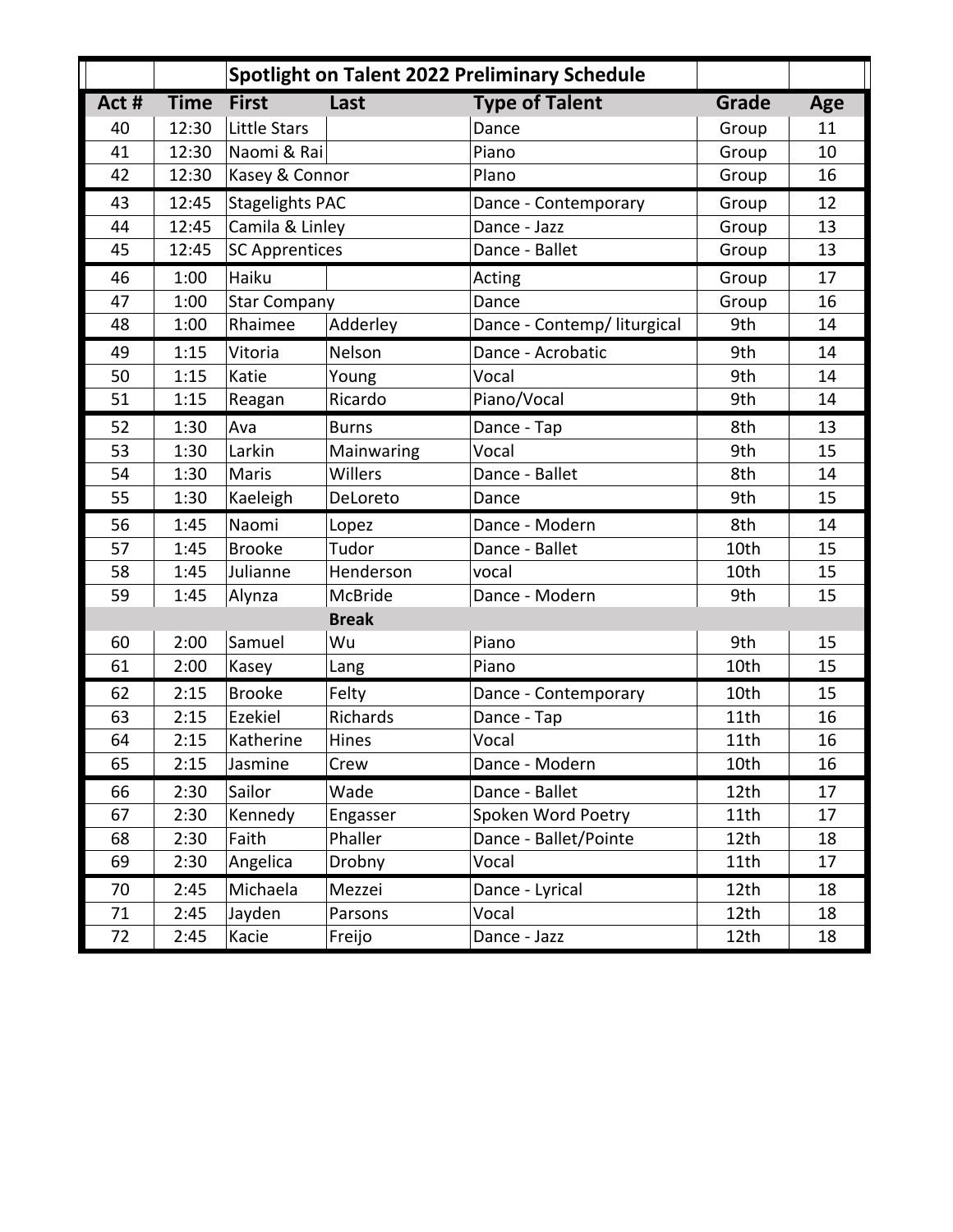| | | Spotlight on Talent 2022 Preliminary Schedule | | | | |
|---|---|---|---|---|---|---|
| **Act #** | **Time** | **First** | **Last** | **Type of Talent** | **Grade** | **Age** |
| 40 | 12:30 | Little Stars | | Dance | Group | 11 |
| 41 | 12:30 | Naomi & Rai | | Piano | Group | 10 |
| 42 | 12:30 | Kasey & Connor | | PIano | Group | 16 |
| 43 | 12:45 | Stagelights PAC | | Dance - Contemporary | Group | 12 |
| 44 | 12:45 | Camila & Linley | | Dance - Jazz | Group | 13 |
| 45 | 12:45 | SC Apprentices | | Dance - Ballet | Group | 13 |
| 46 | 1:00 | Haiku | | Acting | Group | 17 |
| 47 | 1:00 | Star Company | | Dance | Group | 16 |
| 48 | 1:00 | Rhaimee | Adderley | Dance - Contemp/ liturgical | 9th | 14 |
| 49 | 1:15 | Vitoria | Nelson | Dance - Acrobatic | 9th | 14 |
| 50 | 1:15 | Katie | Young | Vocal | 9th | 14 |
| 51 | 1:15 | Reagan | Ricardo | Piano/Vocal | 9th | 14 |
| 52 | 1:30 | Ava | Burns | Dance - Tap | 8th | 13 |
| 53 | 1:30 | Larkin | Mainwaring | Vocal | 9th | 15 |
| 54 | 1:30 | Maris | Willers | Dance - Ballet | 8th | 14 |
| 55 | 1:30 | Kaeleigh | DeLoreto | Dance | 9th | 15 |
| 56 | 1:45 | Naomi | Lopez | Dance - Modern | 8th | 14 |
| 57 | 1:45 | Brooke | Tudor | Dance - Ballet | 10th | 15 |
| 58 | 1:45 | Julianne | Henderson | vocal | 10th | 15 |
| 59 | 1:45 | Alynza | McBride | Dance - Modern | 9th | 15 |
| | | | **Break** | | | |
| 60 | 2:00 | Samuel | Wu | Piano | 9th | 15 |
| 61 | 2:00 | Kasey | Lang | Piano | 10th | 15 |
| 62 | 2:15 | Brooke | Felty | Dance - Contemporary | 10th | 15 |
| 63 | 2:15 | Ezekiel | Richards | Dance - Tap | 11th | 16 |
| 64 | 2:15 | Katherine | Hines | Vocal | 11th | 16 |
| 65 | 2:15 | Jasmine | Crew | Dance - Modern | 10th | 16 |
| 66 | 2:30 | Sailor | Wade | Dance - Ballet | 12th | 17 |
| 67 | 2:30 | Kennedy | Engasser | Spoken Word Poetry | 11th | 17 |
| 68 | 2:30 | Faith | Phaller | Dance - Ballet/Pointe | 12th | 18 |
| 69 | 2:30 | Angelica | Drobny | Vocal | 11th | 17 |
| 70 | 2:45 | Michaela | Mezzei | Dance - Lyrical | 12th | 18 |
| 71 | 2:45 | Jayden | Parsons | Vocal | 12th | 18 |
| 72 | 2:45 | Kacie | Freijo | Dance - Jazz | 12th | 18 |